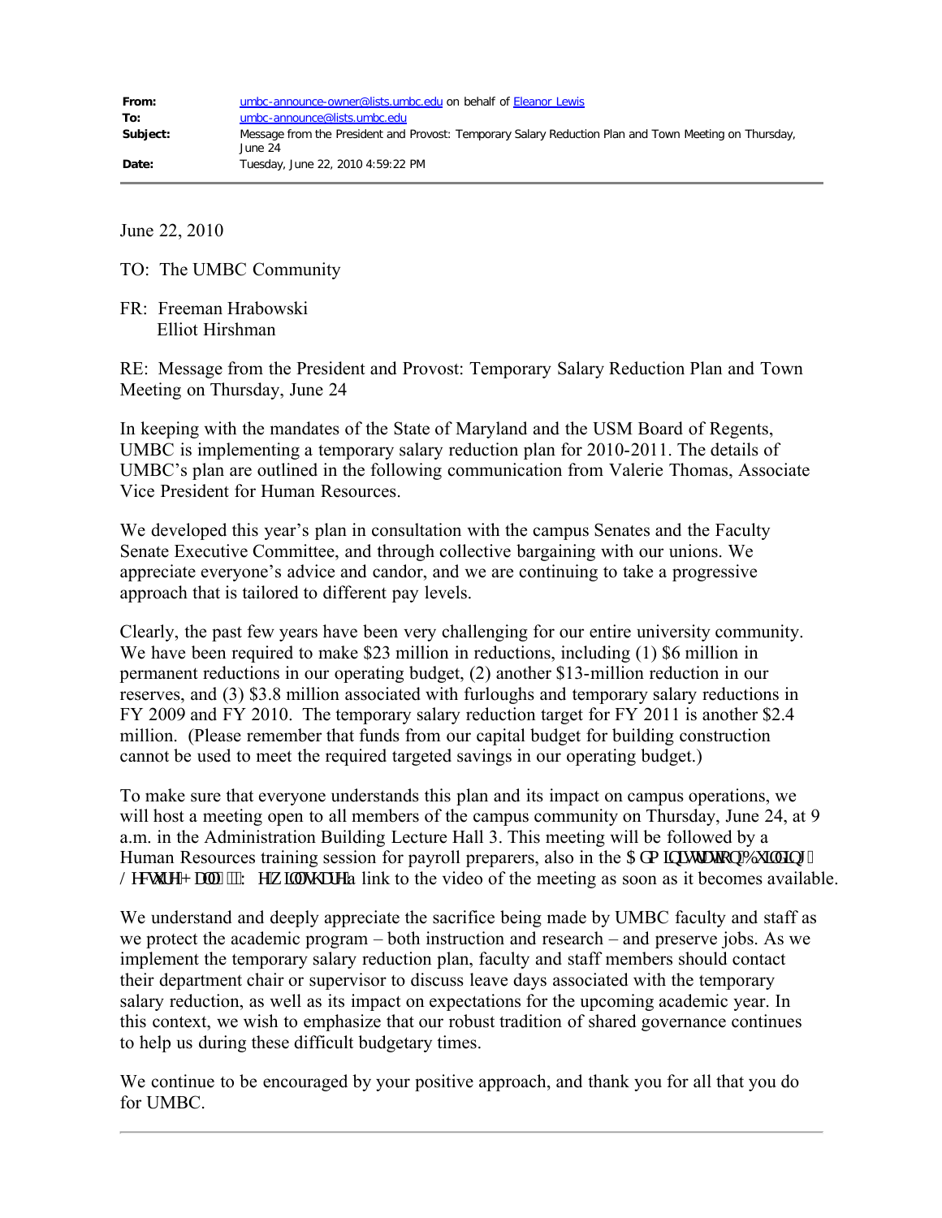**From:** umbc-announce-owner@lists.umbc.edu on behalf of Eleanor Lewis
**To:** umbc-announce@lists.umbc.edu
**Subject:** Message from the President and Provost: Temporary Salary Reduction Plan and Town Meeting on Thursday, June 24
**Date:** Tuesday, June 22, 2010 4:59:22 PM

---

June 22, 2010

TO: The UMBC Community

FR: Freeman Hrabowski
Elliot Hirshman

RE: Message from the President and Provost: Temporary Salary Reduction Plan and Town Meeting on Thursday, June 24

In keeping with the mandates of the State of Maryland and the USM Board of Regents, UMBC is implementing a temporary salary reduction plan for 2010-2011. The details of UMBC's plan are outlined in the following communication from Valerie Thomas, Associate Vice President for Human Resources.

We developed this year's plan in consultation with the campus Senates and the Faculty Senate Executive Committee, and through collective bargaining with our unions. We appreciate everyone's advice and candor, and we are continuing to take a progressive approach that is tailored to different pay levels.

Clearly, the past few years have been very challenging for our entire university community. We have been required to make $23 million in reductions, including (1) $6 million in permanent reductions in our operating budget, (2) another $13-million reduction in our reserves, and (3) $3.8 million associated with furloughs and temporary salary reductions in FY 2009 and FY 2010. The temporary salary reduction target for FY 2011 is another $2.4 million. (Please remember that funds from our capital budget for building construction cannot be used to meet the required targeted savings in our operating budget.)

To make sure that everyone understands this plan and its impact on campus operations, we will host a meeting open to all members of the campus community on Thursday, June 24, at 9 a.m. in the Administration Building Lecture Hall 3. This meeting will be followed by a Human Resources training session for payroll preparers, also in the Administration Building Lecture Hall 3. We will share a link to the video of the meeting as soon as it becomes available.

We understand and deeply appreciate the sacrifice being made by UMBC faculty and staff as we protect the academic program – both instruction and research – and preserve jobs. As we implement the temporary salary reduction plan, faculty and staff members should contact their department chair or supervisor to discuss leave days associated with the temporary salary reduction, as well as its impact on expectations for the upcoming academic year. In this context, we wish to emphasize that our robust tradition of shared governance continues to help us during these difficult budgetary times.

We continue to be encouraged by your positive approach, and thank you for all that you do for UMBC.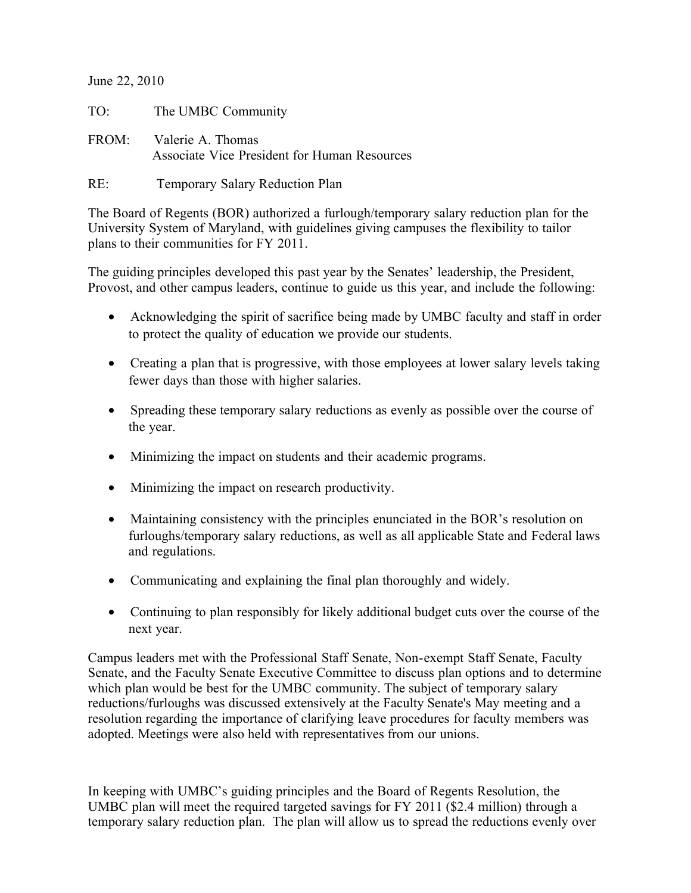June 22, 2010

TO: The UMBC Community

FROM: Valerie A. Thomas
Associate Vice President for Human Resources

RE: Temporary Salary Reduction Plan

The Board of Regents (BOR) authorized a furlough/temporary salary reduction plan for the University System of Maryland, with guidelines giving campuses the flexibility to tailor plans to their communities for FY 2011.

The guiding principles developed this past year by the Senates' leadership, the President, Provost, and other campus leaders, continue to guide us this year, and include the following:

- Acknowledging the spirit of sacrifice being made by UMBC faculty and staff in order to protect the quality of education we provide our students.
- Creating a plan that is progressive, with those employees at lower salary levels taking fewer days than those with higher salaries.
- Spreading these temporary salary reductions as evenly as possible over the course of the year.
- Minimizing the impact on students and their academic programs.
- Minimizing the impact on research productivity.
- Maintaining consistency with the principles enunciated in the BOR's resolution on furloughs/temporary salary reductions, as well as all applicable State and Federal laws and regulations.
- Communicating and explaining the final plan thoroughly and widely.
- Continuing to plan responsibly for likely additional budget cuts over the course of the next year.

Campus leaders met with the Professional Staff Senate, Non-exempt Staff Senate, Faculty Senate, and the Faculty Senate Executive Committee to discuss plan options and to determine which plan would be best for the UMBC community. The subject of temporary salary reductions/furloughs was discussed extensively at the Faculty Senate's May meeting and a resolution regarding the importance of clarifying leave procedures for faculty members was adopted. Meetings were also held with representatives from our unions.

In keeping with UMBC's guiding principles and the Board of Regents Resolution, the UMBC plan will meet the required targeted savings for FY 2011 ($2.4 million) through a temporary salary reduction plan. The plan will allow us to spread the reductions evenly over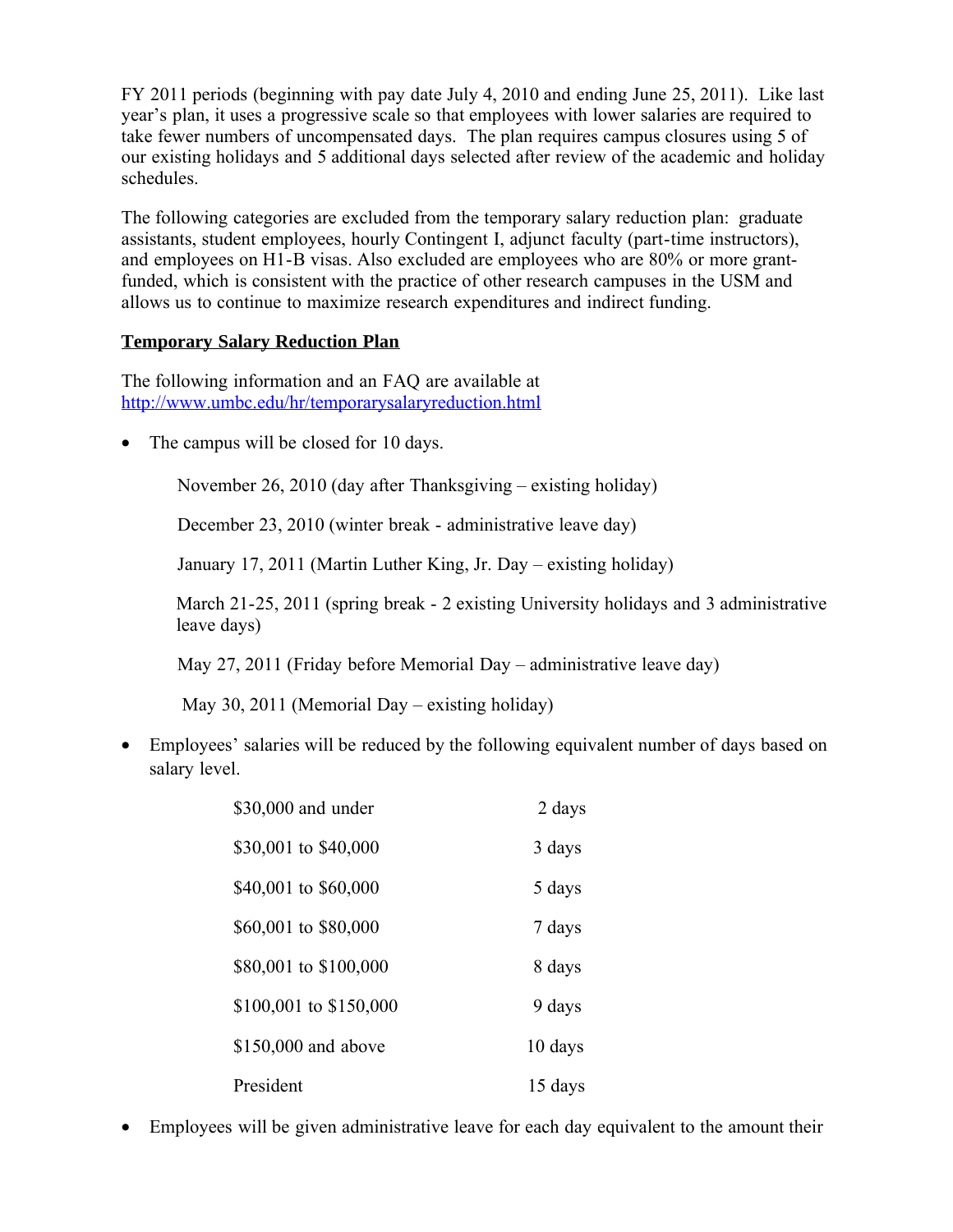FY 2011 periods (beginning with pay date July 4, 2010 and ending June 25, 2011). Like last year's plan, it uses a progressive scale so that employees with lower salaries are required to take fewer numbers of uncompensated days. The plan requires campus closures using 5 of our existing holidays and 5 additional days selected after review of the academic and holiday schedules.

The following categories are excluded from the temporary salary reduction plan: graduate assistants, student employees, hourly Contingent I, adjunct faculty (part-time instructors), and employees on H1-B visas. Also excluded are employees who are 80% or more grant-funded, which is consistent with the practice of other research campuses in the USM and allows us to continue to maximize research expenditures and indirect funding.

**Temporary Salary Reduction Plan**

The following information and an FAQ are available at http://www.umbc.edu/hr/temporarysalaryreduction.html

- The campus will be closed for 10 days.

  November 26, 2010 (day after Thanksgiving – existing holiday)

  December 23, 2010 (winter break - administrative leave day)

  January 17, 2011 (Martin Luther King, Jr. Day – existing holiday)

  March 21-25, 2011 (spring break - 2 existing University holidays and 3 administrative leave days)

  May 27, 2011 (Friday before Memorial Day – administrative leave day)

  May 30, 2011 (Memorial Day – existing holiday)

- Employees' salaries will be reduced by the following equivalent number of days based on salary level.

| | |
|---|---|
| $30,000 and under | 2 days |
| $30,001 to $40,000 | 3 days |
| $40,001 to $60,000 | 5 days |
| $60,001 to $80,000 | 7 days |
| $80,001 to $100,000 | 8 days |
| $100,001 to $150,000 | 9 days |
| $150,000 and above | 10 days |
| President | 15 days |

- Employees will be given administrative leave for each day equivalent to the amount their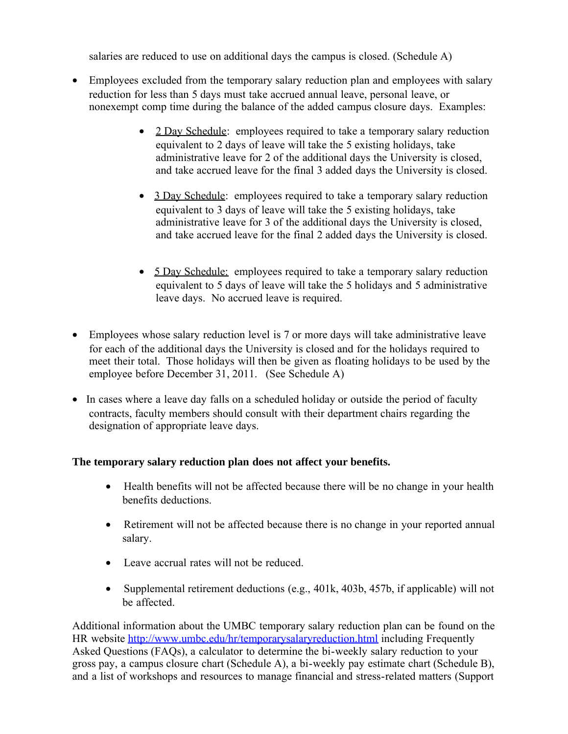salaries are reduced to use on additional days the campus is closed. (Schedule A)

- Employees excluded from the temporary salary reduction plan and employees with salary reduction for less than 5 days must take accrued annual leave, personal leave, or nonexempt comp time during the balance of the added campus closure days. Examples:

    - <u>2 Day Schedule</u>: employees required to take a temporary salary reduction equivalent to 2 days of leave will take the 5 existing holidays, take administrative leave for 2 of the additional days the University is closed, and take accrued leave for the final 3 added days the University is closed.

    - <u>3 Day Schedule</u>: employees required to take a temporary salary reduction equivalent to 3 days of leave will take the 5 existing holidays, take administrative leave for 3 of the additional days the University is closed, and take accrued leave for the final 2 added days the University is closed.

    - <u>5 Day Schedule:</u> employees required to take a temporary salary reduction equivalent to 5 days of leave will take the 5 holidays and 5 administrative leave days. No accrued leave is required.

- Employees whose salary reduction level is 7 or more days will take administrative leave for each of the additional days the University is closed and for the holidays required to meet their total. Those holidays will then be given as floating holidays to be used by the employee before December 31, 2011. (See Schedule A)

- In cases where a leave day falls on a scheduled holiday or outside the period of faculty contracts, faculty members should consult with their department chairs regarding the designation of appropriate leave days.

**The temporary salary reduction plan does not affect your benefits.**

- Health benefits will not be affected because there will be no change in your health benefits deductions.

- Retirement will not be affected because there is no change in your reported annual salary.

- Leave accrual rates will not be reduced.

- Supplemental retirement deductions (e.g., 401k, 403b, 457b, if applicable) will not be affected.

Additional information about the UMBC temporary salary reduction plan can be found on the HR website [http://www.umbc.edu/hr/temporarysalaryreduction.html](http://www.umbc.edu/hr/temporarysalaryreduction.html) including Frequently Asked Questions (FAQs), a calculator to determine the bi-weekly salary reduction to your gross pay, a campus closure chart (Schedule A), a bi-weekly pay estimate chart (Schedule B), and a list of workshops and resources to manage financial and stress-related matters (Support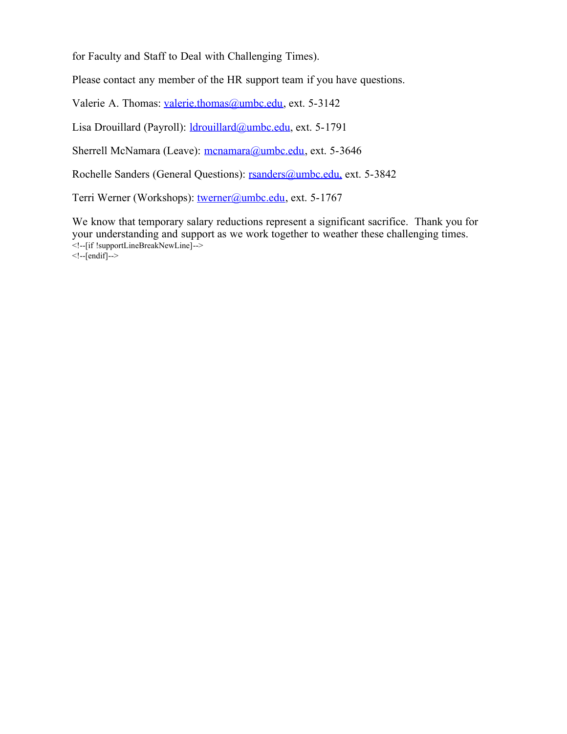for Faculty and Staff to Deal with Challenging Times).

Please contact any member of the HR support team if you have questions.

Valerie A. Thomas: valerie.thomas@umbc.edu, ext. 5-3142

Lisa Drouillard (Payroll): ldrouillard@umbc.edu, ext. 5-1791

Sherrell McNamara (Leave): mcnamara@umbc.edu, ext. 5-3646

Rochelle Sanders (General Questions): rsanders@umbc.edu, ext. 5-3842

Terri Werner (Workshops): twerner@umbc.edu, ext. 5-1767

We know that temporary salary reductions represent a significant sacrifice. Thank you for your understanding and support as we work together to weather these challenging times.

<!--[if !supportLineBreakNewLine]-->
<!--[endif]-->